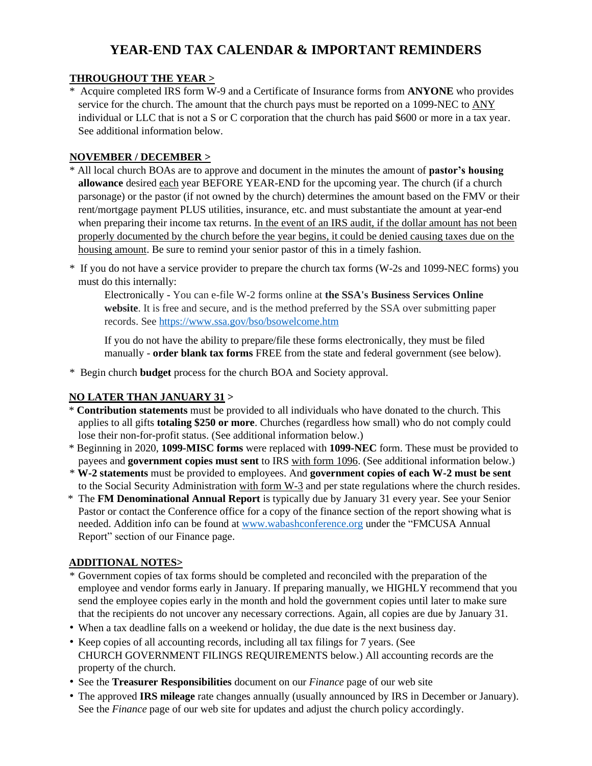# YEAR-END TAX CALENDAR & IMPORTANT REMINDERS

**THROUGHOUT THE YEAR >**

\* Acquire completed IRS form W-9 and a Certificate of Insurance forms from **ANYONE** who provides service for the church. The amount that the church pays must be reported on a 1099-NEC to ANY individual or LLC that is not a S or C corporation that the church has paid $600 or more in a tax year. See additional information below.

**NOVEMBER / DECEMBER >**

\* All local church BOAs are to approve and document in the minutes the amount of **pastor's housing allowance** desired each year BEFORE YEAR-END for the upcoming year. The church (if a church parsonage) or the pastor (if not owned by the church) determines the amount based on the FMV or their rent/mortgage payment PLUS utilities, insurance, etc. and must substantiate the amount at year-end when preparing their income tax returns. In the event of an IRS audit, if the dollar amount has not been properly documented by the church before the year begins, it could be denied causing taxes due on the housing amount. Be sure to remind your senior pastor of this in a timely fashion.

\* If you do not have a service provider to prepare the church tax forms (W-2s and 1099-NEC forms) you must do this internally:

> Electronically - You can e-file W-2 forms online at **the SSA's Business Services Online website**. It is free and secure, and is the method preferred by the SSA over submitting paper records. See https://www.ssa.gov/bso/bsowelcome.htm
>
> If you do not have the ability to prepare/file these forms electronically, they must be filed manually - **order blank tax forms** FREE from the state and federal government (see below).

\* Begin church **budget** process for the church BOA and Society approval.

**NO LATER THAN JANUARY 31 >**

\* **Contribution statements** must be provided to all individuals who have donated to the church. This applies to all gifts **totaling $250 or more**. Churches (regardless how small) who do not comply could lose their non-for-profit status. (See additional information below.)

\* Beginning in 2020, **1099-MISC forms** were replaced with **1099-NEC** form. These must be provided to payees and **government copies must sent** to IRS with form 1096. (See additional information below.)

\* **W-2 statements** must be provided to employees. And **government copies of each W-2 must be sent** to the Social Security Administration with form W-3 and per state regulations where the church resides.

\* The **FM Denominational Annual Report** is typically due by January 31 every year. See your Senior Pastor or contact the Conference office for a copy of the finance section of the report showing what is needed. Addition info can be found at www.wabashconference.org under the "FMCUSA Annual Report" section of our Finance page.

**ADDITIONAL NOTES>**

\* Government copies of tax forms should be completed and reconciled with the preparation of the employee and vendor forms early in January. If preparing manually, we HIGHLY recommend that you send the employee copies early in the month and hold the government copies until later to make sure that the recipients do not uncover any necessary corrections. Again, all copies are due by January 31.

- When a tax deadline falls on a weekend or holiday, the due date is the next business day.
- Keep copies of all accounting records, including all tax filings for 7 years. (See CHURCH GOVERNMENT FILINGS REQUIREMENTS below.) All accounting records are the property of the church.
- See the **Treasurer Responsibilities** document on our *Finance* page of our web site
- The approved **IRS mileage** rate changes annually (usually announced by IRS in December or January). See the *Finance* page of our web site for updates and adjust the church policy accordingly.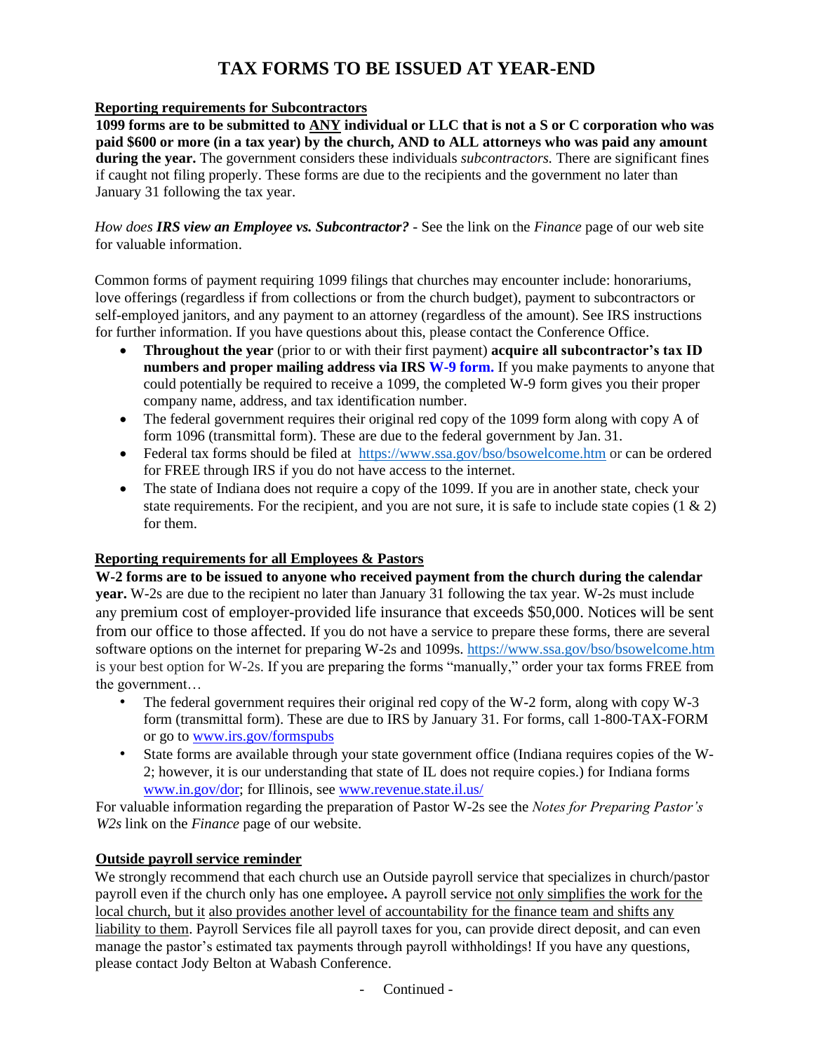# TAX FORMS TO BE ISSUED AT YEAR-END

## Reporting requirements for Subcontractors

**1099 forms are to be submitted to ANY individual or LLC that is not a S or C corporation who was paid $600 or more (in a tax year) by the church, AND to ALL attorneys who was paid any amount during the year.** The government considers these individuals *subcontractors.* There are significant fines if caught not filing properly. These forms are due to the recipients and the government no later than January 31 following the tax year.

*How does **IRS view an Employee vs. Subcontractor?*** - See the link on the *Finance* page of our web site for valuable information.

Common forms of payment requiring 1099 filings that churches may encounter include: honorariums, love offerings (regardless if from collections or from the church budget), payment to subcontractors or self-employed janitors, and any payment to an attorney (regardless of the amount). See IRS instructions for further information. If you have questions about this, please contact the Conference Office.

- **Throughout the year** (prior to or with their first payment) **acquire all subcontractor's tax ID numbers and proper mailing address via IRS W-9 form.** If you make payments to anyone that could potentially be required to receive a 1099, the completed W-9 form gives you their proper company name, address, and tax identification number.
- The federal government requires their original red copy of the 1099 form along with copy A of form 1096 (transmittal form). These are due to the federal government by Jan. 31.
- Federal tax forms should be filed at https://www.ssa.gov/bso/bsowelcome.htm or can be ordered for FREE through IRS if you do not have access to the internet.
- The state of Indiana does not require a copy of the 1099. If you are in another state, check your state requirements. For the recipient, and you are not sure, it is safe to include state copies (1 & 2) for them.

## Reporting requirements for all Employees & Pastors

**W-2 forms are to be issued to anyone who received payment from the church during the calendar year.** W-2s are due to the recipient no later than January 31 following the tax year. W-2s must include any premium cost of employer-provided life insurance that exceeds $50,000. Notices will be sent from our office to those affected. If you do not have a service to prepare these forms, there are several software options on the internet for preparing W-2s and 1099s. https://www.ssa.gov/bso/bsowelcome.htm is your best option for W-2s. If you are preparing the forms "manually," order your tax forms FREE from the government…

- The federal government requires their original red copy of the W-2 form, along with copy W-3 form (transmittal form). These are due to IRS by January 31. For forms, call 1-800-TAX-FORM or go to www.irs.gov/formspubs
- State forms are available through your state government office (Indiana requires copies of the W-2; however, it is our understanding that state of IL does not require copies.) for Indiana forms www.in.gov/dor; for Illinois, see www.revenue.state.il.us/

For valuable information regarding the preparation of Pastor W-2s see the *Notes for Preparing Pastor's W2s* link on the *Finance* page of our website.

## Outside payroll service reminder

We strongly recommend that each church use an Outside payroll service that specializes in church/pastor payroll even if the church only has one employee**.** A payroll service not only simplifies the work for the local church, but it also provides another level of accountability for the finance team and shifts any liability to them. Payroll Services file all payroll taxes for you, can provide direct deposit, and can even manage the pastor's estimated tax payments through payroll withholdings! If you have any questions, please contact Jody Belton at Wabash Conference.

- Continued -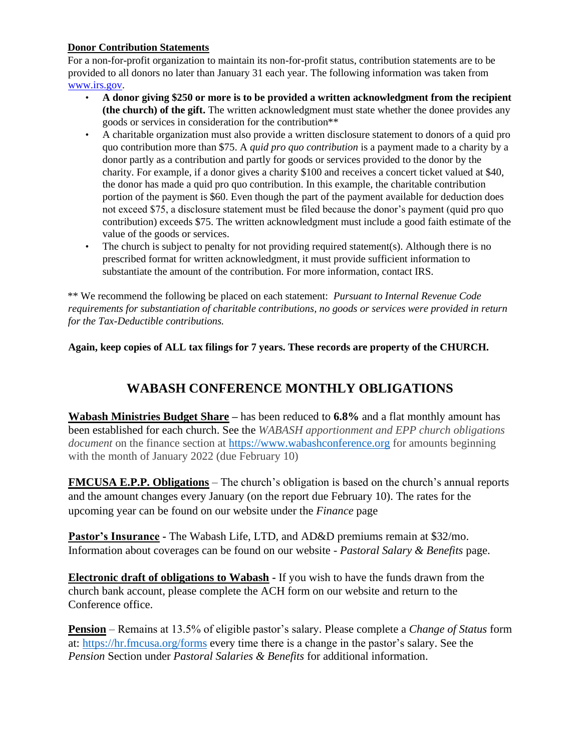**Donor Contribution Statements**

For a non-for-profit organization to maintain its non-for-profit status, contribution statements are to be provided to all donors no later than January 31 each year. The following information was taken from www.irs.gov.

- **A donor giving $250 or more is to be provided a written acknowledgment from the recipient (the church) of the gift.** The written acknowledgment must state whether the donee provides any goods or services in consideration for the contribution**
- A charitable organization must also provide a written disclosure statement to donors of a quid pro quo contribution more than $75. A *quid pro quo contribution* is a payment made to a charity by a donor partly as a contribution and partly for goods or services provided to the donor by the charity. For example, if a donor gives a charity $100 and receives a concert ticket valued at $40, the donor has made a quid pro quo contribution. In this example, the charitable contribution portion of the payment is $60. Even though the part of the payment available for deduction does not exceed $75, a disclosure statement must be filed because the donor's payment (quid pro quo contribution) exceeds $75. The written acknowledgment must include a good faith estimate of the value of the goods or services.
- The church is subject to penalty for not providing required statement(s). Although there is no prescribed format for written acknowledgment, it must provide sufficient information to substantiate the amount of the contribution. For more information, contact IRS.

** We recommend the following be placed on each statement: *Pursuant to Internal Revenue Code requirements for substantiation of charitable contributions, no goods or services were provided in return for the Tax-Deductible contributions.*

**Again, keep copies of ALL tax filings for 7 years. These records are property of the CHURCH.**

## WABASH CONFERENCE MONTHLY OBLIGATIONS

**Wabash Ministries Budget Share** – has been reduced to **6.8%** and a flat monthly amount has been established for each church. See the *WABASH apportionment and EPP church obligations document* on the finance section at https://www.wabashconference.org for amounts beginning with the month of January 2022 (due February 10)

**FMCUSA E.P.P. Obligations** – The church's obligation is based on the church's annual reports and the amount changes every January (on the report due February 10). The rates for the upcoming year can be found on our website under the *Finance* page

**Pastor's Insurance** - The Wabash Life, LTD, and AD&D premiums remain at $32/mo. Information about coverages can be found on our website - *Pastoral Salary & Benefits* page.

**Electronic draft of obligations to Wabash** - If you wish to have the funds drawn from the church bank account, please complete the ACH form on our website and return to the Conference office.

**Pension** – Remains at 13.5% of eligible pastor's salary. Please complete a *Change of Status* form at: https://hr.fmcusa.org/forms every time there is a change in the pastor's salary. See the *Pension* Section under *Pastoral Salaries & Benefits* for additional information.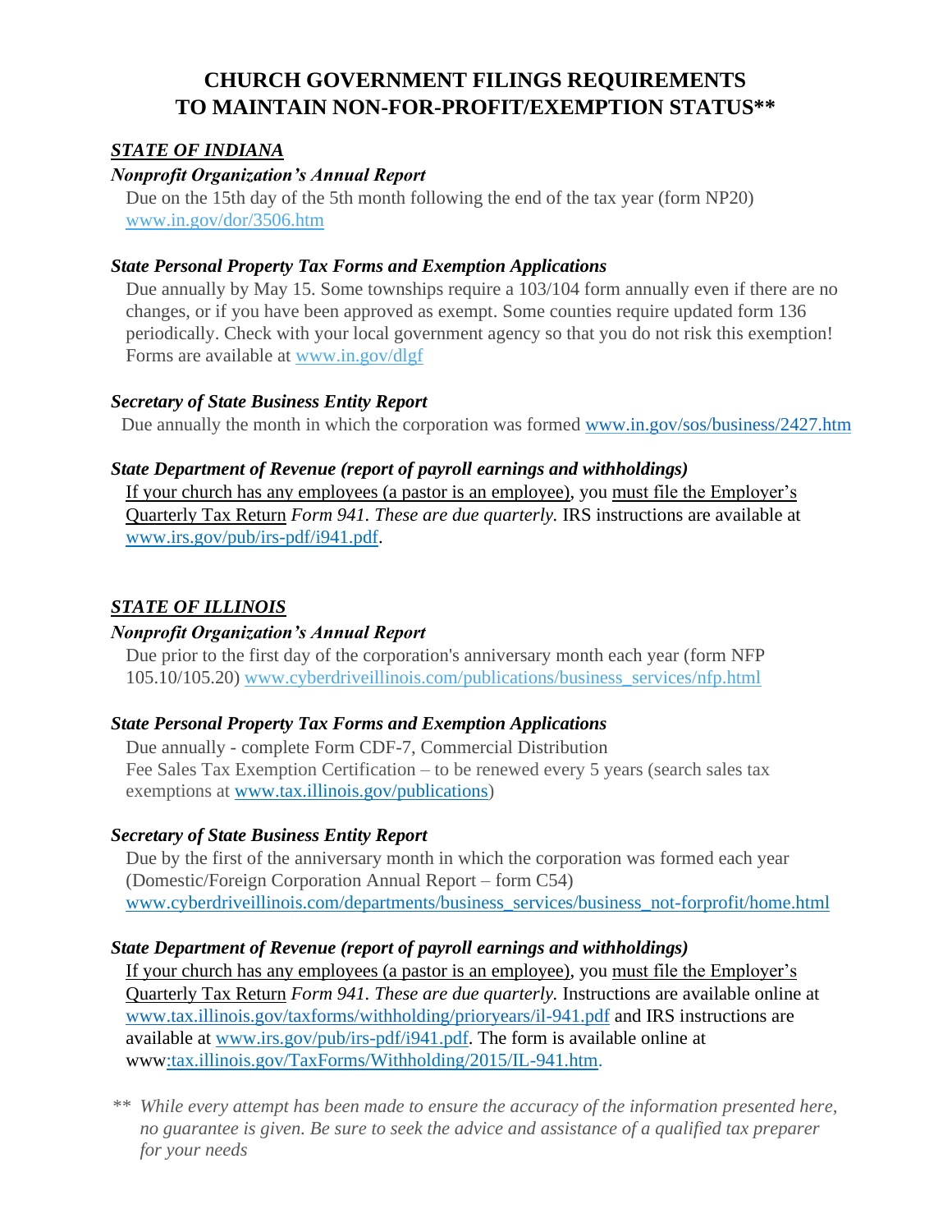# CHURCH GOVERNMENT FILINGS REQUIREMENTS TO MAINTAIN NON-FOR-PROFIT/EXEMPTION STATUS**

## ***STATE OF INDIANA***

### *Nonprofit Organization's Annual Report*

Due on the 15th day of the 5th month following the end of the tax year (form NP20) www.in.gov/dor/3506.htm

### *State Personal Property Tax Forms and Exemption Applications*

Due annually by May 15. Some townships require a 103/104 form annually even if there are no changes, or if you have been approved as exempt. Some counties require updated form 136 periodically. Check with your local government agency so that you do not risk this exemption! Forms are available at www.in.gov/dlgf

### *Secretary of State Business Entity Report*

Due annually the month in which the corporation was formed www.in.gov/sos/business/2427.htm

### *State Department of Revenue (report of payroll earnings and withholdings)*

If your church has any employees (a pastor is an employee), you must file the Employer's Quarterly Tax Return *Form 941. These are due quarterly.* IRS instructions are available at www.irs.gov/pub/irs-pdf/i941.pdf.

## ***STATE OF ILLINOIS***

### *Nonprofit Organization's Annual Report*

Due prior to the first day of the corporation's anniversary month each year (form NFP 105.10/105.20) www.cyberdriveillinois.com/publications/business_services/nfp.html

### *State Personal Property Tax Forms and Exemption Applications*

Due annually - complete Form CDF-7, Commercial Distribution
Fee Sales Tax Exemption Certification – to be renewed every 5 years (search sales tax exemptions at www.tax.illinois.gov/publications)

### *Secretary of State Business Entity Report*

Due by the first of the anniversary month in which the corporation was formed each year (Domestic/Foreign Corporation Annual Report – form C54) www.cyberdriveillinois.com/departments/business_services/business_not-forprofit/home.html

### *State Department of Revenue (report of payroll earnings and withholdings)*

If your church has any employees (a pastor is an employee), you must file the Employer's Quarterly Tax Return *Form 941. These are due quarterly.* Instructions are available online at www.tax.illinois.gov/taxforms/withholding/prioryears/il-941.pdf and IRS instructions are available at www.irs.gov/pub/irs-pdf/i941.pdf. The form is available online at www:tax.illinois.gov/TaxForms/Withholding/2015/IL-941.htm.

*\*\* While every attempt has been made to ensure the accuracy of the information presented here, no guarantee is given. Be sure to seek the advice and assistance of a qualified tax preparer for your needs*